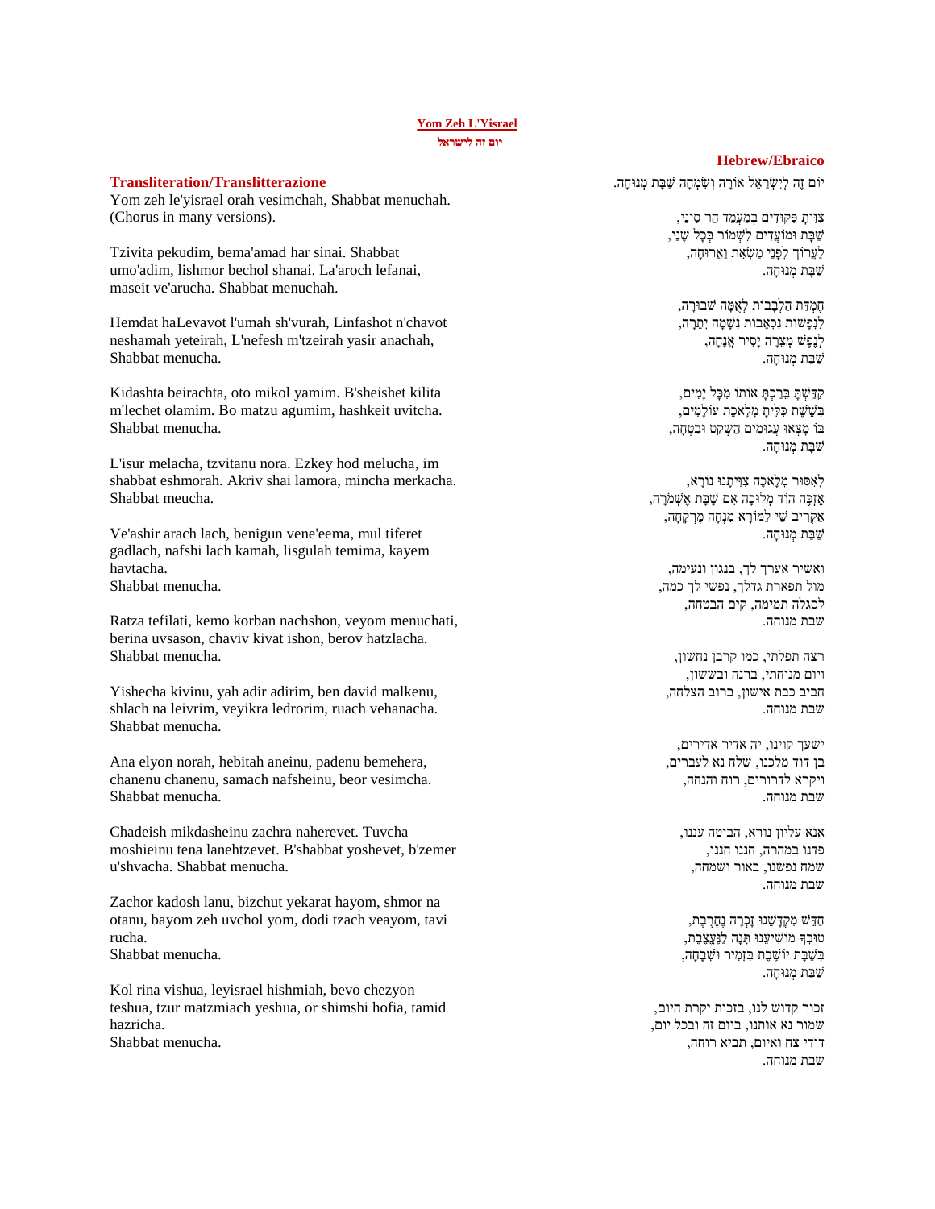# Yom Zeh L'Yisrael

**יום זה לישראל**

## Transliteration/Translitterazione

Yom zeh le'yisrael orah vesimchah, Shabbat menuchah.
(Chorus in many versions).

Tzivita pekudim, bema'amad har sinai. Shabbat umo'adim, lishmor bechol shanai. La'aroch lefanai, maseit ve'arucha. Shabbat menuchah.

Hemdat haLevavot l'umah sh'vurah, Linfashot n'chavot neshamah yeteirah, L'nefesh m'tzeirah yasir anachah, Shabbat menucha.

Kidashta beirachta, oto mikol yamim. B'sheishet kilita m'lechet olamim. Bo matzu agumim, hashkeit uvitcha. Shabbat menucha.

L'isur melacha, tzvitanu nora. Ezkey hod melucha, im shabbat eshmorah. Akriv shai lamora, mincha merkacha. Shabbat meucha.

Ve'ashir arach lach, benigun vene'eema, mul tiferet gadlach, nafshi lach kamah, lisgulah temima, kayem havtacha.
Shabbat menucha.

Ratza tefilati, kemo korban nachshon, veyom menuchati, berina uvsason, chaviv kivat ishon, berov hatzlacha.
Shabbat menucha.

Yishecha kivinu, yah adir adirim, ben david malkenu, shlach na leivrim, veyikra ledrorim, ruach vehanacha.
Shabbat menucha.

Ana elyon norah, hebitah aneinu, padenu bemehera, chanenu chanenu, samach nafsheinu, beor vesimcha.
Shabbat menucha.

Chadeish mikdasheinu zachra naherevet. Tuvcha moshieinu tena lanehtzevet. B'shabbat yoshevet, b'zemer u'shvacha. Shabbat menucha.

Zachor kadosh lanu, bizchut yekarat hayom, shmor na otanu, bayom zeh uvchol yom, dodi tzach veayom, tavi rucha.
Shabbat menucha.

Kol rina vishua, leyisrael hishmiah, bevo chezyon teshua, tzur matzmiach yeshua, or shimshi hofia, tamid hazricha.
Shabbat menucha.

## Hebrew/Ebraico

יוֹם זֶה לְיִשְׂרָאֵל אוֹרָה וְשִׂמְחָה שַׁבַּת מְנוּחָה.

צִוִּיתָ פִּקּוּדִים בְּמַעֲמַד הַר סִינַי,
שַׁבָּת וּמוֹעֲדִים לִשְׁמוֹר בְּכָל שָׁנַי,
לַעֲרוֹךְ לְפָנַי מַשְׂאֵת וַאֲרוּחָה,
שַׁבַּת מְנוּחָה.

חֶמְדַּת הַלְּבָבוֹת לְאֻמָּה שְׁבוּרָה,
לִנְפָשׁוֹת נִכְאָבוֹת נְשָׁמָה יְתֵרָה,
לְנֶפֶשׁ מְצֵרָה יָסִיר אֲנָחָה,
שַׁבַּת מְנוּחָה.

קִדַּשְׁתָּ בֵּרַכְתָּ אוֹתוֹ מִכָּל יָמִים,
בְּשֵׁשֶׁת כִּלִּיתָ מְלֶאכֶת עוֹלָמִים,
בּוֹ מָצְאוּ עֲגוּמִים הַשְׁקֵט וּבִטְחָה,
שַׁבַּת מְנוּחָה.

לְאִסּוּר מְלָאכָה צִוִּיתָנוּ נוֹרָא,
אֶזְכֶּה הוֹד מְלוּכָה אִם שַׁבָּת אֶשְׁמֹרָה,
אַקְרִיב שַׁי לַמּוֹרָא מִנְחָה מֶרְקָחָה,
שַׁבַּת מְנוּחָה.

ואשיר אערך לך, בנגון ונעימה,
מול תפארת גדלך, נפשי לך כמה,
לסגלה תמימה, קים הבטחה,
שבת מנוחה.

רצה תפלתי, כמו קרבן נחשון,
ויום מנוחתי, ברנה ובששון,
חביב כבת אישון, ברוב הצלחה,
שבת מנוחה.

ישעך קוינו, יה אדיר אדירים,
בן דוד מלכנו, שלח נא לעברים,
ויקרא לדרורים, רוח והנחה,
שבת מנוחה.

אנא עליון נורא, הביטה עננו,
פדנו במהרה, חננו חננו,
שמח נפשנו, באור ושמחה,
שבת מנוחה.

חַדֵּשׁ מִקְדָּשֵׁנוּ זָכְרָה נֶחֱרֶבֶת,
טוּבְךָ מוֹשִׁיעֵנוּ תְּנָה לַנֶּעֱצֶבֶת,
בְּשַׁבָּת יוֹשֶׁבֶת בִּזְמִיר וּשְׁבָחָה,
שַׁבַּת מְנוּחָה.

זכור קדוש לנו, בזכות יקרת היום,
שמור נא אותנו, ביום זה ובכל יום,
דודי צח ואיום, תביא רוחה,
שבת מנוחה.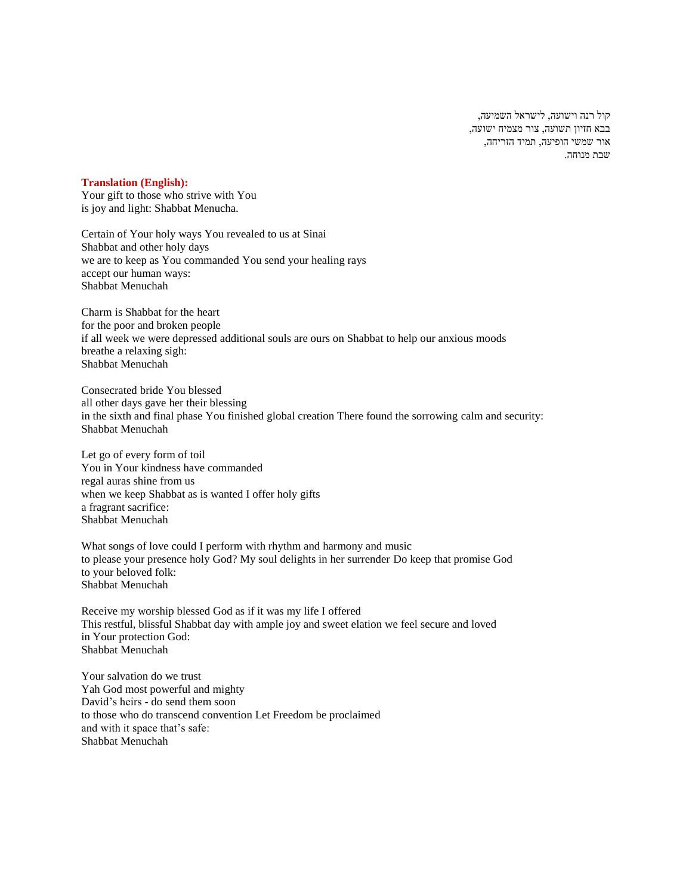קול רנה וישועה, לישראל השמיעה,
בבא חזון תשועה, צור מצמיח ישועה,
אור שמשי הופיעה, תמיד הזריחה,
שבת מנוחה.

**Translation (English):**

Your gift to those who strive with You
is joy and light: Shabbat Menucha.

Certain of Your holy ways You revealed to us at Sinai
Shabbat and other holy days
we are to keep as You commanded You send your healing rays
accept our human ways:
Shabbat Menuchah

Charm is Shabbat for the heart
for the poor and broken people
if all week we were depressed additional souls are ours on Shabbat to help our anxious moods
breathe a relaxing sigh:
Shabbat Menuchah

Consecrated bride You blessed
all other days gave her their blessing
in the sixth and final phase You finished global creation There found the sorrowing calm and security:
Shabbat Menuchah

Let go of every form of toil
You in Your kindness have commanded
regal auras shine from us
when we keep Shabbat as is wanted I offer holy gifts
a fragrant sacrifice:
Shabbat Menuchah

What songs of love could I perform with rhythm and harmony and music
to please your presence holy God? My soul delights in her surrender Do keep that promise God
to your beloved folk:
Shabbat Menuchah

Receive my worship blessed God as if it was my life I offered
This restful, blissful Shabbat day with ample joy and sweet elation we feel secure and loved
in Your protection God:
Shabbat Menuchah

Your salvation do we trust
Yah God most powerful and mighty
David's heirs - do send them soon
to those who do transcend convention Let Freedom be proclaimed
and with it space that's safe:
Shabbat Menuchah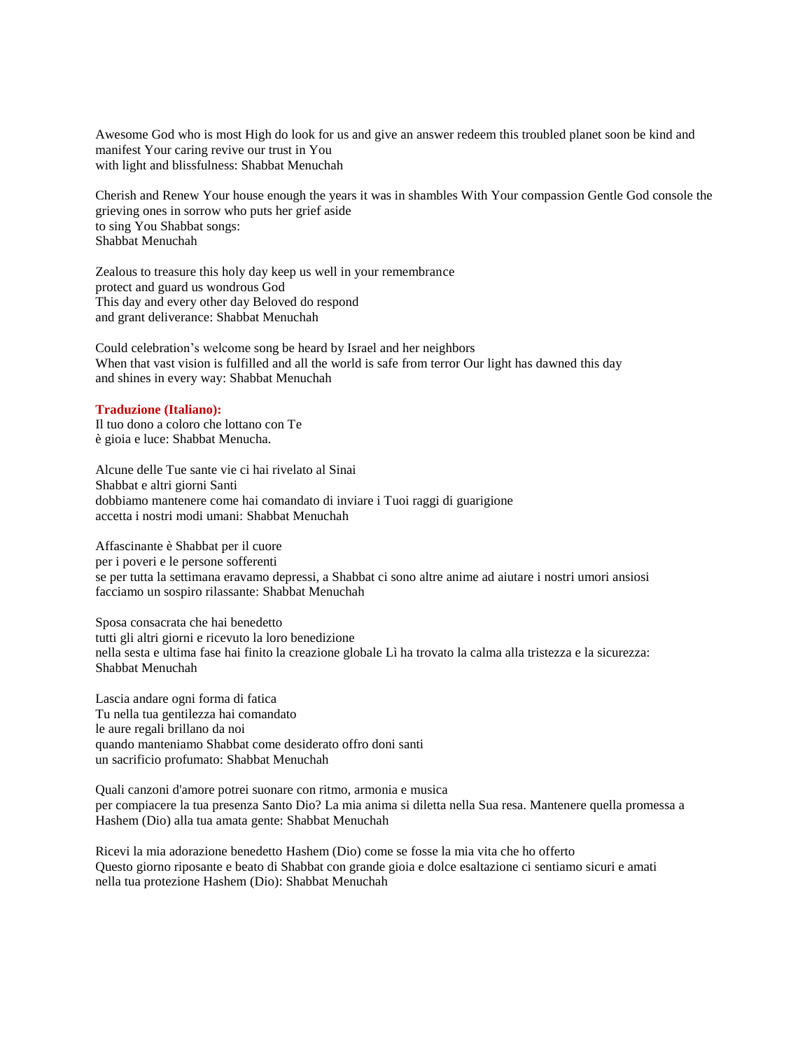Awesome God who is most High do look for us and give an answer redeem this troubled planet soon be kind and manifest Your caring revive our trust in You
with light and blissfulness: Shabbat Menuchah

Cherish and Renew Your house enough the years it was in shambles With Your compassion Gentle God console the grieving ones in sorrow who puts her grief aside
to sing You Shabbat songs:
Shabbat Menuchah

Zealous to treasure this holy day keep us well in your remembrance
protect and guard us wondrous God
This day and every other day Beloved do respond
and grant deliverance: Shabbat Menuchah

Could celebration's welcome song be heard by Israel and her neighbors
When that vast vision is fulfilled and all the world is safe from terror Our light has dawned this day
and shines in every way: Shabbat Menuchah

**Traduzione (Italiano):**
Il tuo dono a coloro che lottano con Te
è gioia e luce: Shabbat Menucha.

Alcune delle Tue sante vie ci hai rivelato al Sinai
Shabbat e altri giorni Santi
dobbiamo mantenere come hai comandato di inviare i Tuoi raggi di guarigione
accetta i nostri modi umani: Shabbat Menuchah

Affascinante è Shabbat per il cuore
per i poveri e le persone sofferenti
se per tutta la settimana eravamo depressi, a Shabbat ci sono altre anime ad aiutare i nostri umori ansiosi
facciamo un sospiro rilassante: Shabbat Menuchah

Sposa consacrata che hai benedetto
tutti gli altri giorni e ricevuto la loro benedizione
nella sesta e ultima fase hai finito la creazione globale Lì ha trovato la calma alla tristezza e la sicurezza:
Shabbat Menuchah

Lascia andare ogni forma di fatica
Tu nella tua gentilezza hai comandato
le aure regali brillano da noi
quando manteniamo Shabbat come desiderato offro doni santi
un sacrificio profumato: Shabbat Menuchah

Quali canzoni d'amore potrei suonare con ritmo, armonia e musica
per compiacere la tua presenza Santo Dio? La mia anima si diletta nella Sua resa. Mantenere quella promessa a Hashem (Dio) alla tua amata gente: Shabbat Menuchah

Ricevi la mia adorazione benedetto Hashem (Dio) come se fosse la mia vita che ho offerto
Questo giorno riposante e beato di Shabbat con grande gioia e dolce esaltazione ci sentiamo sicuri e amati
nella tua protezione Hashem (Dio): Shabbat Menuchah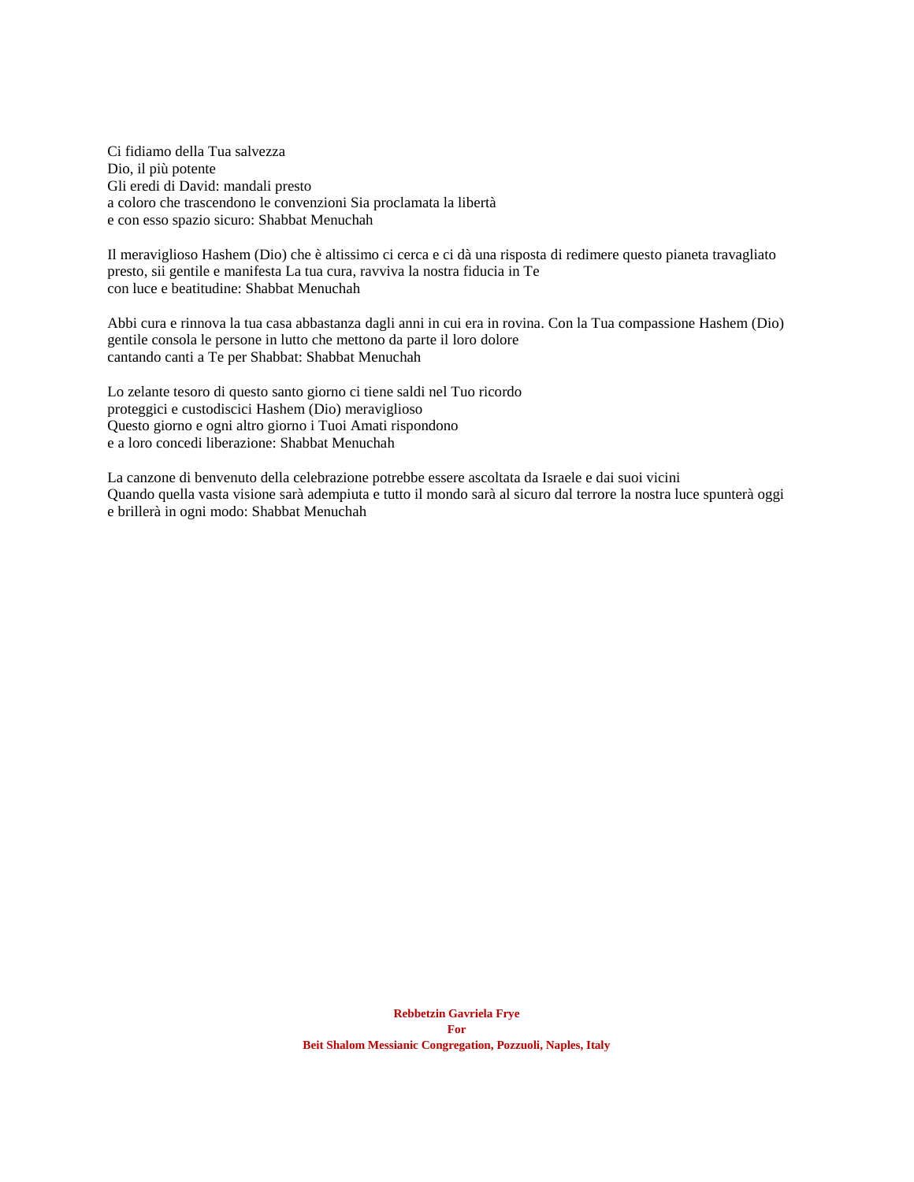Ci fidiamo della Tua salvezza  
Dio, il più potente  
Gli eredi di David: mandali presto  
a coloro che trascendono le convenzioni Sia proclamata la libertà  
e con esso spazio sicuro: Shabbat Menuchah

Il meraviglioso Hashem (Dio) che è altissimo ci cerca e ci dà una risposta di redimere questo pianeta travagliato  
presto, sii gentile e manifesta La tua cura, ravviva la nostra fiducia in Te  
con luce e beatitudine: Shabbat Menuchah

Abbi cura e rinnova la tua casa abbastanza dagli anni in cui era in rovina. Con la Tua compassione Hashem (Dio)  
gentile consola le persone in lutto che mettono da parte il loro dolore  
cantando canti a Te per Shabbat: Shabbat Menuchah

Lo zelante tesoro di questo santo giorno ci tiene saldi nel Tuo ricordo  
proteggici e custodiscici Hashem (Dio) meraviglioso  
Questo giorno e ogni altro giorno i Tuoi Amati rispondono  
e a loro concedi liberazione: Shabbat Menuchah

La canzone di benvenuto della celebrazione potrebbe essere ascoltata da Israele e dai suoi vicini  
Quando quella vasta visione sarà adempiuta e tutto il mondo sarà al sicuro dal terrore la nostra luce spunterà oggi  
e brillerà in ogni modo: Shabbat Menuchah

**Rebbetzin Gavriela Frye**  
**For**  
**Beit Shalom Messianic Congregation, Pozzuoli, Naples, Italy**